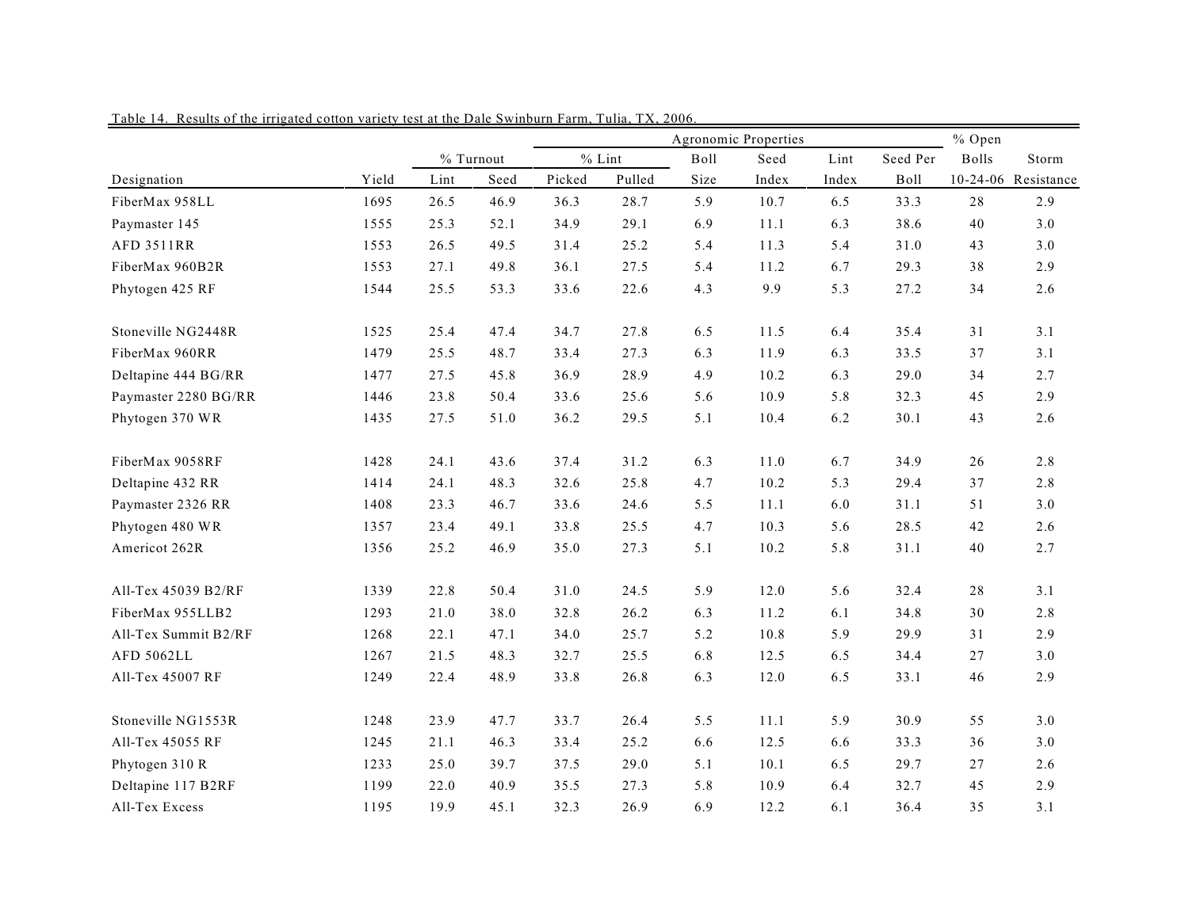Table 14. Results of the irrigated cotton variety test at the Dale Swinburn Farm, Tulia, TX, 2006.

| | | % Turnout | | Agronomic Properties | | | | | | % Open | |
|---|---|---|---|---|---|---|---|---|---|---|---|
| | | | | % Lint | | Boll | Seed | Lint | Seed Per | Bolls | Storm |
| Designation | Yield | Lint | Seed | Picked | Pulled | Size | Index | Index | Boll | 10-24-06 | Resistance |
| FiberMax 958LL | 1695 | 26.5 | 46.9 | 36.3 | 28.7 | 5.9 | 10.7 | 6.5 | 33.3 | 28 | 2.9 |
| Paymaster 145 | 1555 | 25.3 | 52.1 | 34.9 | 29.1 | 6.9 | 11.1 | 6.3 | 38.6 | 40 | 3.0 |
| AFD 3511RR | 1553 | 26.5 | 49.5 | 31.4 | 25.2 | 5.4 | 11.3 | 5.4 | 31.0 | 43 | 3.0 |
| FiberMax 960B2R | 1553 | 27.1 | 49.8 | 36.1 | 27.5 | 5.4 | 11.2 | 6.7 | 29.3 | 38 | 2.9 |
| Phytogen 425 RF | 1544 | 25.5 | 53.3 | 33.6 | 22.6 | 4.3 | 9.9 | 5.3 | 27.2 | 34 | 2.6 |
| Stoneville NG2448R | 1525 | 25.4 | 47.4 | 34.7 | 27.8 | 6.5 | 11.5 | 6.4 | 35.4 | 31 | 3.1 |
| FiberMax 960RR | 1479 | 25.5 | 48.7 | 33.4 | 27.3 | 6.3 | 11.9 | 6.3 | 33.5 | 37 | 3.1 |
| Deltapine 444 BG/RR | 1477 | 27.5 | 45.8 | 36.9 | 28.9 | 4.9 | 10.2 | 6.3 | 29.0 | 34 | 2.7 |
| Paymaster 2280 BG/RR | 1446 | 23.8 | 50.4 | 33.6 | 25.6 | 5.6 | 10.9 | 5.8 | 32.3 | 45 | 2.9 |
| Phytogen 370 WR | 1435 | 27.5 | 51.0 | 36.2 | 29.5 | 5.1 | 10.4 | 6.2 | 30.1 | 43 | 2.6 |
| FiberMax 9058RF | 1428 | 24.1 | 43.6 | 37.4 | 31.2 | 6.3 | 11.0 | 6.7 | 34.9 | 26 | 2.8 |
| Deltapine 432 RR | 1414 | 24.1 | 48.3 | 32.6 | 25.8 | 4.7 | 10.2 | 5.3 | 29.4 | 37 | 2.8 |
| Paymaster 2326 RR | 1408 | 23.3 | 46.7 | 33.6 | 24.6 | 5.5 | 11.1 | 6.0 | 31.1 | 51 | 3.0 |
| Phytogen 480 WR | 1357 | 23.4 | 49.1 | 33.8 | 25.5 | 4.7 | 10.3 | 5.6 | 28.5 | 42 | 2.6 |
| Americot 262R | 1356 | 25.2 | 46.9 | 35.0 | 27.3 | 5.1 | 10.2 | 5.8 | 31.1 | 40 | 2.7 |
| All-Tex 45039 B2/RF | 1339 | 22.8 | 50.4 | 31.0 | 24.5 | 5.9 | 12.0 | 5.6 | 32.4 | 28 | 3.1 |
| FiberMax 955LLB2 | 1293 | 21.0 | 38.0 | 32.8 | 26.2 | 6.3 | 11.2 | 6.1 | 34.8 | 30 | 2.8 |
| All-Tex Summit B2/RF | 1268 | 22.1 | 47.1 | 34.0 | 25.7 | 5.2 | 10.8 | 5.9 | 29.9 | 31 | 2.9 |
| AFD 5062LL | 1267 | 21.5 | 48.3 | 32.7 | 25.5 | 6.8 | 12.5 | 6.5 | 34.4 | 27 | 3.0 |
| All-Tex 45007 RF | 1249 | 22.4 | 48.9 | 33.8 | 26.8 | 6.3 | 12.0 | 6.5 | 33.1 | 46 | 2.9 |
| Stoneville NG1553R | 1248 | 23.9 | 47.7 | 33.7 | 26.4 | 5.5 | 11.1 | 5.9 | 30.9 | 55 | 3.0 |
| All-Tex 45055 RF | 1245 | 21.1 | 46.3 | 33.4 | 25.2 | 6.6 | 12.5 | 6.6 | 33.3 | 36 | 3.0 |
| Phytogen 310 R | 1233 | 25.0 | 39.7 | 37.5 | 29.0 | 5.1 | 10.1 | 6.5 | 29.7 | 27 | 2.6 |
| Deltapine 117 B2RF | 1199 | 22.0 | 40.9 | 35.5 | 27.3 | 5.8 | 10.9 | 6.4 | 32.7 | 45 | 2.9 |
| All-Tex Excess | 1195 | 19.9 | 45.1 | 32.3 | 26.9 | 6.9 | 12.2 | 6.1 | 36.4 | 35 | 3.1 |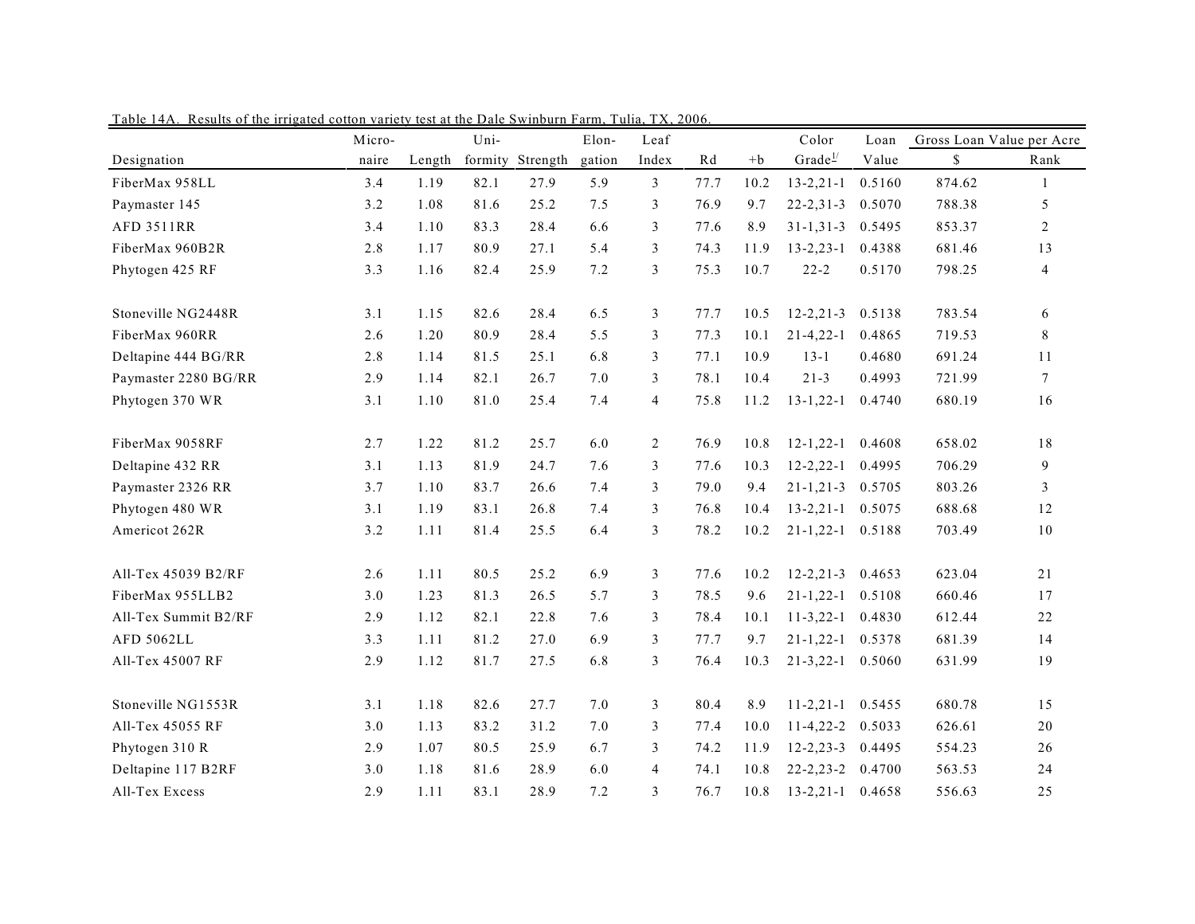Table 14A. Results of the irrigated cotton variety test at the Dale Swinburn Farm, Tulia, TX, 2006.

| Designation | Micro-naire | Length | Uni-formity | Strength | Elon-gation | Leaf Index | Rd | +b | Color Grade[1/] | Loan Value | Gross Loan Value per Acre $ | Gross Loan Value per Acre Rank |
|---|---|---|---|---|---|---|---|---|---|---|---|---|
| FiberMax 958LL | 3.4 | 1.19 | 82.1 | 27.9 | 5.9 | 3 | 77.7 | 10.2 | 13-2,21-1 | 0.5160 | 874.62 | 1 |
| Paymaster 145 | 3.2 | 1.08 | 81.6 | 25.2 | 7.5 | 3 | 76.9 | 9.7 | 22-2,31-3 | 0.5070 | 788.38 | 5 |
| AFD 3511RR | 3.4 | 1.10 | 83.3 | 28.4 | 6.6 | 3 | 77.6 | 8.9 | 31-1,31-3 | 0.5495 | 853.37 | 2 |
| FiberMax 960B2R | 2.8 | 1.17 | 80.9 | 27.1 | 5.4 | 3 | 74.3 | 11.9 | 13-2,23-1 | 0.4388 | 681.46 | 13 |
| Phytogen 425 RF | 3.3 | 1.16 | 82.4 | 25.9 | 7.2 | 3 | 75.3 | 10.7 | 22-2 | 0.5170 | 798.25 | 4 |
| Stoneville NG2448R | 3.1 | 1.15 | 82.6 | 28.4 | 6.5 | 3 | 77.7 | 10.5 | 12-2,21-3 | 0.5138 | 783.54 | 6 |
| FiberMax 960RR | 2.6 | 1.20 | 80.9 | 28.4 | 5.5 | 3 | 77.3 | 10.1 | 21-4,22-1 | 0.4865 | 719.53 | 8 |
| Deltapine 444 BG/RR | 2.8 | 1.14 | 81.5 | 25.1 | 6.8 | 3 | 77.1 | 10.9 | 13-1 | 0.4680 | 691.24 | 11 |
| Paymaster 2280 BG/RR | 2.9 | 1.14 | 82.1 | 26.7 | 7.0 | 3 | 78.1 | 10.4 | 21-3 | 0.4993 | 721.99 | 7 |
| Phytogen 370 WR | 3.1 | 1.10 | 81.0 | 25.4 | 7.4 | 4 | 75.8 | 11.2 | 13-1,22-1 | 0.4740 | 680.19 | 16 |
| FiberMax 9058RF | 2.7 | 1.22 | 81.2 | 25.7 | 6.0 | 2 | 76.9 | 10.8 | 12-1,22-1 | 0.4608 | 658.02 | 18 |
| Deltapine 432 RR | 3.1 | 1.13 | 81.9 | 24.7 | 7.6 | 3 | 77.6 | 10.3 | 12-2,22-1 | 0.4995 | 706.29 | 9 |
| Paymaster 2326 RR | 3.7 | 1.10 | 83.7 | 26.6 | 7.4 | 3 | 79.0 | 9.4 | 21-1,21-3 | 0.5705 | 803.26 | 3 |
| Phytogen 480 WR | 3.1 | 1.19 | 83.1 | 26.8 | 7.4 | 3 | 76.8 | 10.4 | 13-2,21-1 | 0.5075 | 688.68 | 12 |
| Americot 262R | 3.2 | 1.11 | 81.4 | 25.5 | 6.4 | 3 | 78.2 | 10.2 | 21-1,22-1 | 0.5188 | 703.49 | 10 |
| All-Tex 45039 B2/RF | 2.6 | 1.11 | 80.5 | 25.2 | 6.9 | 3 | 77.6 | 10.2 | 12-2,21-3 | 0.4653 | 623.04 | 21 |
| FiberMax 955LLB2 | 3.0 | 1.23 | 81.3 | 26.5 | 5.7 | 3 | 78.5 | 9.6 | 21-1,22-1 | 0.5108 | 660.46 | 17 |
| All-Tex Summit B2/RF | 2.9 | 1.12 | 82.1 | 22.8 | 7.6 | 3 | 78.4 | 10.1 | 11-3,22-1 | 0.4830 | 612.44 | 22 |
| AFD 5062LL | 3.3 | 1.11 | 81.2 | 27.0 | 6.9 | 3 | 77.7 | 9.7 | 21-1,22-1 | 0.5378 | 681.39 | 14 |
| All-Tex 45007 RF | 2.9 | 1.12 | 81.7 | 27.5 | 6.8 | 3 | 76.4 | 10.3 | 21-3,22-1 | 0.5060 | 631.99 | 19 |
| Stoneville NG1553R | 3.1 | 1.18 | 82.6 | 27.7 | 7.0 | 3 | 80.4 | 8.9 | 11-2,21-1 | 0.5455 | 680.78 | 15 |
| All-Tex 45055 RF | 3.0 | 1.13 | 83.2 | 31.2 | 7.0 | 3 | 77.4 | 10.0 | 11-4,22-2 | 0.5033 | 626.61 | 20 |
| Phytogen 310 R | 2.9 | 1.07 | 80.5 | 25.9 | 6.7 | 3 | 74.2 | 11.9 | 12-2,23-3 | 0.4495 | 554.23 | 26 |
| Deltapine 117 B2RF | 3.0 | 1.18 | 81.6 | 28.9 | 6.0 | 4 | 74.1 | 10.8 | 22-2,23-2 | 0.4700 | 563.53 | 24 |
| All-Tex Excess | 2.9 | 1.11 | 83.1 | 28.9 | 7.2 | 3 | 76.7 | 10.8 | 13-2,21-1 | 0.4658 | 556.63 | 25 |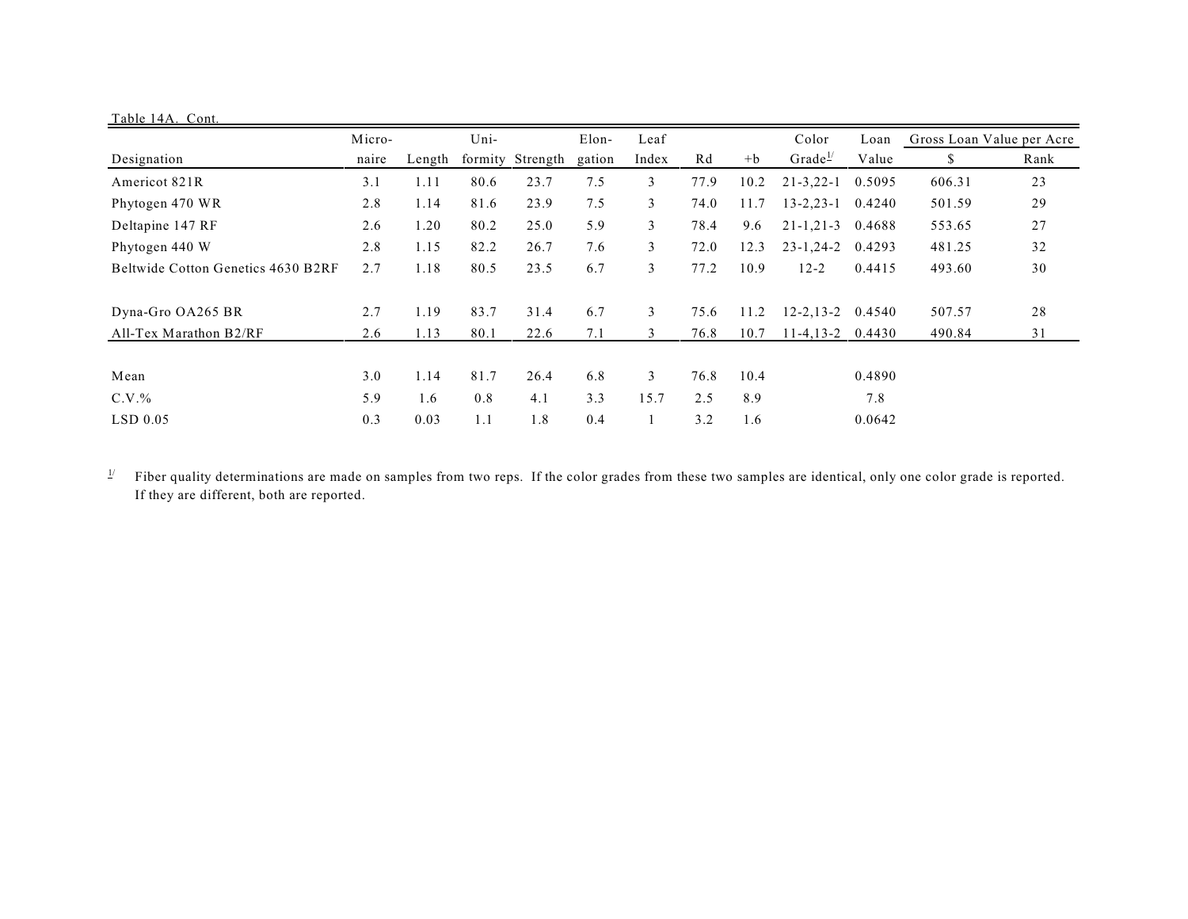Table 14A. Cont.

| Designation | Micro-naire | Length | Uni-formity | Strength | Elon-gation | Leaf Index | Rd | +b | Color Grade[1/] | Loan Value | Gross Loan Value per Acre $ | Rank |
|---|---|---|---|---|---|---|---|---|---|---|---|---|
| Americot 821R | 3.1 | 1.11 | 80.6 | 23.7 | 7.5 | 3 | 77.9 | 10.2 | 21-3,22-1 | 0.5095 | 606.31 | 23 |
| Phytogen 470 WR | 2.8 | 1.14 | 81.6 | 23.9 | 7.5 | 3 | 74.0 | 11.7 | 13-2,23-1 | 0.4240 | 501.59 | 29 |
| Deltapine 147 RF | 2.6 | 1.20 | 80.2 | 25.0 | 5.9 | 3 | 78.4 | 9.6 | 21-1,21-3 | 0.4688 | 553.65 | 27 |
| Phytogen 440 W | 2.8 | 1.15 | 82.2 | 26.7 | 7.6 | 3 | 72.0 | 12.3 | 23-1,24-2 | 0.4293 | 481.25 | 32 |
| Beltwide Cotton Genetics 4630 B2RF | 2.7 | 1.18 | 80.5 | 23.5 | 6.7 | 3 | 77.2 | 10.9 | 12-2 | 0.4415 | 493.60 | 30 |
| Dyna-Gro OA265 BR | 2.7 | 1.19 | 83.7 | 31.4 | 6.7 | 3 | 75.6 | 11.2 | 12-2,13-2 | 0.4540 | 507.57 | 28 |
| All-Tex Marathon B2/RF | 2.6 | 1.13 | 80.1 | 22.6 | 7.1 | 3 | 76.8 | 10.7 | 11-4,13-2 | 0.4430 | 490.84 | 31 |
| Mean | 3.0 | 1.14 | 81.7 | 26.4 | 6.8 | 3 | 76.8 | 10.4 | | 0.4890 | | |
| C.V.% | 5.9 | 1.6 | 0.8 | 4.1 | 3.3 | 15.7 | 2.5 | 8.9 | | 7.8 | | |
| LSD 0.05 | 0.3 | 0.03 | 1.1 | 1.8 | 0.4 | 1 | 3.2 | 1.6 | | 0.0642 | | |

[1/] Fiber quality determinations are made on samples from two reps. If the color grades from these two samples are identical, only one color grade is reported. If they are different, both are reported.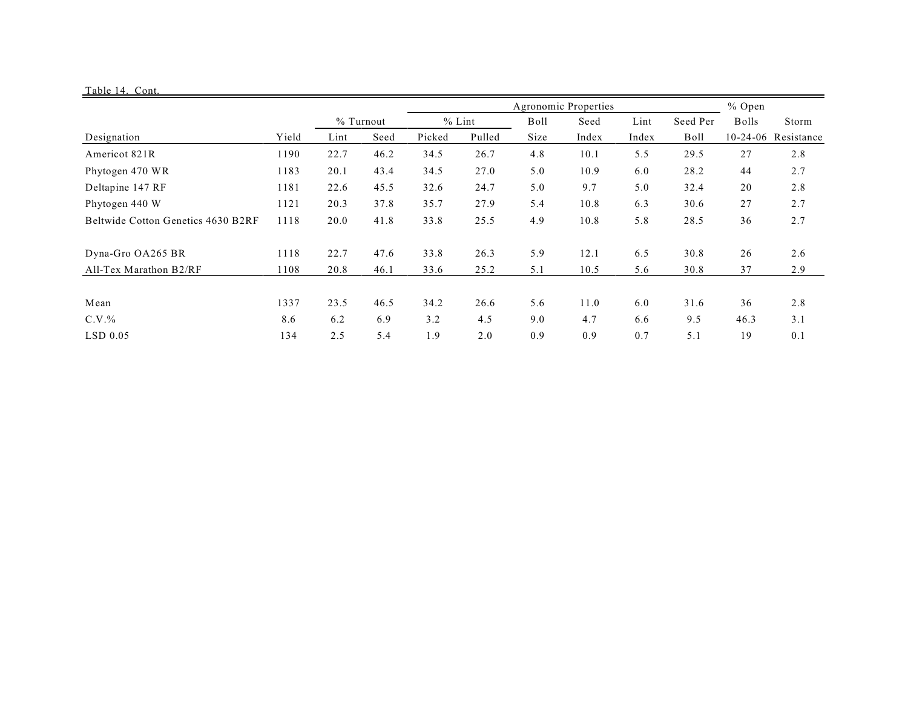Table 14. Cont.

| | | | | Agronomic Properties | | | | | | | % Open | |
|---|---|---|---|---|---|---|---|---|---|---|---|---|
| | | % Turnout | | % Lint | | Boll | Seed | Lint | Seed Per | Bolls | Storm |
| Designation | Yield | Lint | Seed | Picked | Pulled | Size | Index | Index | Boll | 10-24-06 | Resistance |
| Americot 821R | 1190 | 22.7 | 46.2 | 34.5 | 26.7 | 4.8 | 10.1 | 5.5 | 29.5 | 27 | 2.8 |
| Phytogen 470 WR | 1183 | 20.1 | 43.4 | 34.5 | 27.0 | 5.0 | 10.9 | 6.0 | 28.2 | 44 | 2.7 |
| Deltapine 147 RF | 1181 | 22.6 | 45.5 | 32.6 | 24.7 | 5.0 | 9.7 | 5.0 | 32.4 | 20 | 2.8 |
| Phytogen 440 W | 1121 | 20.3 | 37.8 | 35.7 | 27.9 | 5.4 | 10.8 | 6.3 | 30.6 | 27 | 2.7 |
| Beltwide Cotton Genetics 4630 B2RF | 1118 | 20.0 | 41.8 | 33.8 | 25.5 | 4.9 | 10.8 | 5.8 | 28.5 | 36 | 2.7 |
| Dyna-Gro OA265 BR | 1118 | 22.7 | 47.6 | 33.8 | 26.3 | 5.9 | 12.1 | 6.5 | 30.8 | 26 | 2.6 |
| All-Tex Marathon B2/RF | 1108 | 20.8 | 46.1 | 33.6 | 25.2 | 5.1 | 10.5 | 5.6 | 30.8 | 37 | 2.9 |
| Mean | 1337 | 23.5 | 46.5 | 34.2 | 26.6 | 5.6 | 11.0 | 6.0 | 31.6 | 36 | 2.8 |
| C.V.% | 8.6 | 6.2 | 6.9 | 3.2 | 4.5 | 9.0 | 4.7 | 6.6 | 9.5 | 46.3 | 3.1 |
| LSD 0.05 | 134 | 2.5 | 5.4 | 1.9 | 2.0 | 0.9 | 0.9 | 0.7 | 5.1 | 19 | 0.1 |